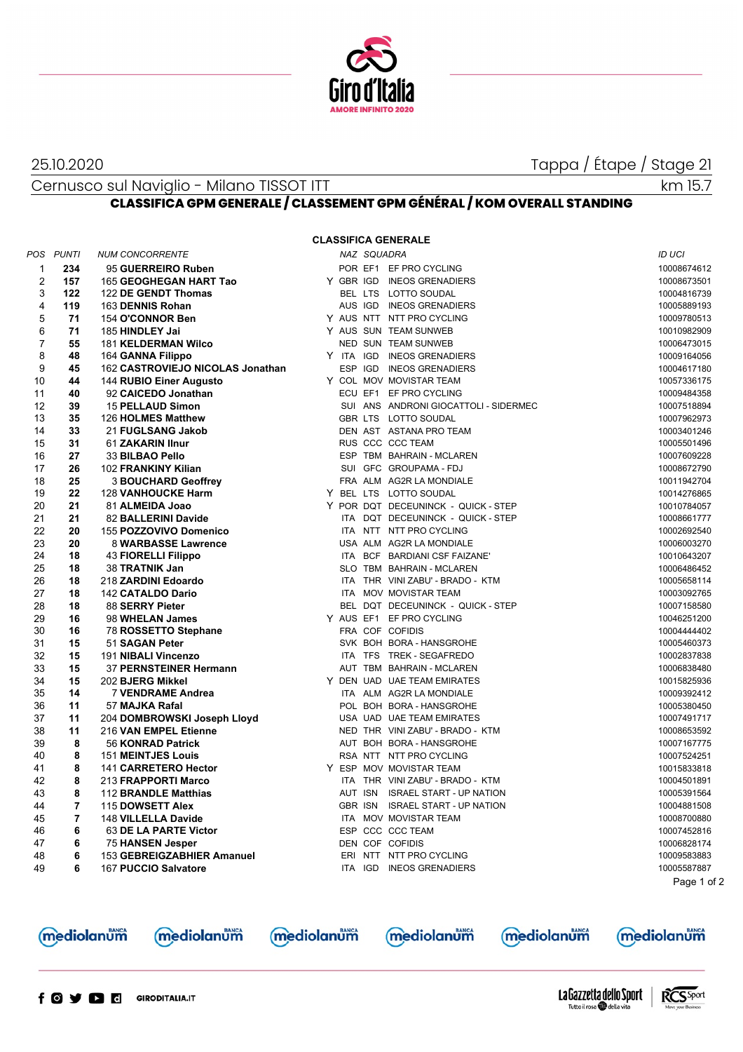25.10.2020

Tappa / Étape / Stage 21

Cernusco sul Naviglio - Milano TISSOT ITT

km 15.7

## CLASSIFICA GPM GENERALE / CLASSEMENT GPM GÉNÉRAL / KOM OVERALL STANDING

### CLASSIFICA GENERALE

| POS | PUNTI | NUM | CONCORRENTE | | NAZ | SQUADRA | | ID UCI |
|---|---|---|---|---|---|---|---|---|
| 1 | 234 | 95 | GUERREIRO Ruben | | POR | EF1 | EF PRO CYCLING | 10008674612 |
| 2 | 157 | 165 | GEOGHEGAN HART Tao | Y | GBR | IGD | INEOS GRENADIERS | 10008673501 |
| 3 | 122 | 122 | DE GENDT Thomas | | BEL | LTS | LOTTO SOUDAL | 10004816739 |
| 4 | 119 | 163 | DENNIS Rohan | | AUS | IGD | INEOS GRENADIERS | 10005889193 |
| 5 | 71 | 154 | O'CONNOR Ben | Y | AUS | NTT | NTT PRO CYCLING | 10009780513 |
| 6 | 71 | 185 | HINDLEY Jai | Y | AUS | SUN | TEAM SUNWEB | 10010982909 |
| 7 | 55 | 181 | KELDERMAN Wilco | | NED | SUN | TEAM SUNWEB | 10006473015 |
| 8 | 48 | 164 | GANNA Filippo | Y | ITA | IGD | INEOS GRENADIERS | 10009164056 |
| 9 | 45 | 162 | CASTROVIEJO NICOLAS Jonathan | | ESP | IGD | INEOS GRENADIERS | 10004617180 |
| 10 | 44 | 144 | RUBIO Einer Augusto | Y | COL | MOV | MOVISTAR TEAM | 10057336175 |
| 11 | 40 | 92 | CAICEDO Jonathan | | ECU | EF1 | EF PRO CYCLING | 10009484358 |
| 12 | 39 | 15 | PELLAUD Simon | | SUI | ANS | ANDRONI GIOCATTOLI - SIDERMEC | 10007518894 |
| 13 | 35 | 126 | HOLMES Matthew | | GBR | LTS | LOTTO SOUDAL | 10007962973 |
| 14 | 33 | 21 | FUGLSANG Jakob | | DEN | AST | ASTANA PRO TEAM | 10003401246 |
| 15 | 31 | 61 | ZAKARIN Ilnur | | RUS | CCC | CCC TEAM | 10005501496 |
| 16 | 27 | 33 | BILBAO Pello | | ESP | TBM | BAHRAIN - MCLAREN | 10007609228 |
| 17 | 26 | 102 | FRANKINY Kilian | | SUI | GFC | GROUPAMA - FDJ | 10008672790 |
| 18 | 25 | 3 | BOUCHARD Geoffrey | | FRA | ALM | AG2R LA MONDIALE | 10011942704 |
| 19 | 22 | 128 | VANHOUCKE Harm | Y | BEL | LTS | LOTTO SOUDAL | 10014276865 |
| 20 | 21 | 81 | ALMEIDA Joao | Y | POR | DQT | DECEUNINCK - QUICK - STEP | 10010784057 |
| 21 | 21 | 82 | BALLERINI Davide | | ITA | DQT | DECEUNINCK - QUICK - STEP | 10008661777 |
| 22 | 20 | 155 | POZZOVIVO Domenico | | ITA | NTT | NTT PRO CYCLING | 10002692540 |
| 23 | 20 | 8 | WARBASSE Lawrence | | USA | ALM | AG2R LA MONDIALE | 10006003270 |
| 24 | 18 | 43 | FIORELLI Filippo | | ITA | BCF | BARDIANI CSF FAIZANE' | 10010643207 |
| 25 | 18 | 38 | TRATNIK Jan | | SLO | TBM | BAHRAIN - MCLAREN | 10006486452 |
| 26 | 18 | 218 | ZARDINI Edoardo | | ITA | THR | VINI ZABU' - BRADO - KTM | 10005658114 |
| 27 | 18 | 142 | CATALDO Dario | | ITA | MOV | MOVISTAR TEAM | 10003092765 |
| 28 | 18 | 88 | SERRY Pieter | | BEL | DQT | DECEUNINCK - QUICK - STEP | 10007158580 |
| 29 | 16 | 98 | WHELAN James | Y | AUS | EF1 | EF PRO CYCLING | 10046251200 |
| 30 | 16 | 78 | ROSSETTO Stephane | | FRA | COF | COFIDIS | 10004444402 |
| 31 | 15 | 51 | SAGAN Peter | | SVK | BOH | BORA - HANSGROHE | 10005460373 |
| 32 | 15 | 191 | NIBALI Vincenzo | | ITA | TFS | TREK - SEGAFREDO | 10002837838 |
| 33 | 15 | 37 | PERNSTEINER Hermann | | AUT | TBM | BAHRAIN - MCLAREN | 10006838480 |
| 34 | 15 | 202 | BJERG Mikkel | Y | DEN | UAD | UAE TEAM EMIRATES | 10015825936 |
| 35 | 14 | 7 | VENDRAME Andrea | | ITA | ALM | AG2R LA MONDIALE | 10009392412 |
| 36 | 11 | 57 | MAJKA Rafal | | POL | BOH | BORA - HANSGROHE | 10005380450 |
| 37 | 11 | 204 | DOMBROWSKI Joseph Lloyd | | USA | UAD | UAE TEAM EMIRATES | 10007491717 |
| 38 | 11 | 216 | VAN EMPEL Etienne | | NED | THR | VINI ZABU' - BRADO - KTM | 10008653592 |
| 39 | 8 | 56 | KONRAD Patrick | | AUT | BOH | BORA - HANSGROHE | 10007167775 |
| 40 | 8 | 151 | MEINTJES Louis | | RSA | NTT | NTT PRO CYCLING | 10007524251 |
| 41 | 8 | 141 | CARRETERO Hector | Y | ESP | MOV | MOVISTAR TEAM | 10015833818 |
| 42 | 8 | 213 | FRAPPORTI Marco | | ITA | THR | VINI ZABU' - BRADO - KTM | 10004501891 |
| 43 | 8 | 112 | BRANDLE Matthias | | AUT | ISN | ISRAEL START - UP NATION | 10005391564 |
| 44 | 7 | 115 | DOWSETT Alex | | GBR | ISN | ISRAEL START - UP NATION | 10004881508 |
| 45 | 7 | 148 | VILLELLA Davide | | ITA | MOV | MOVISTAR TEAM | 10008700880 |
| 46 | 6 | 63 | DE LA PARTE Victor | | ESP | CCC | CCC TEAM | 10007452816 |
| 47 | 6 | 75 | HANSEN Jesper | | DEN | COF | COFIDIS | 10006828174 |
| 48 | 6 | 153 | GEBREIGZABHIER Amanuel | | ERI | NTT | NTT PRO CYCLING | 10009583883 |
| 49 | 6 | 167 | PUCCIO Salvatore | | ITA | IGD | INEOS GRENADIERS | 10005587887 |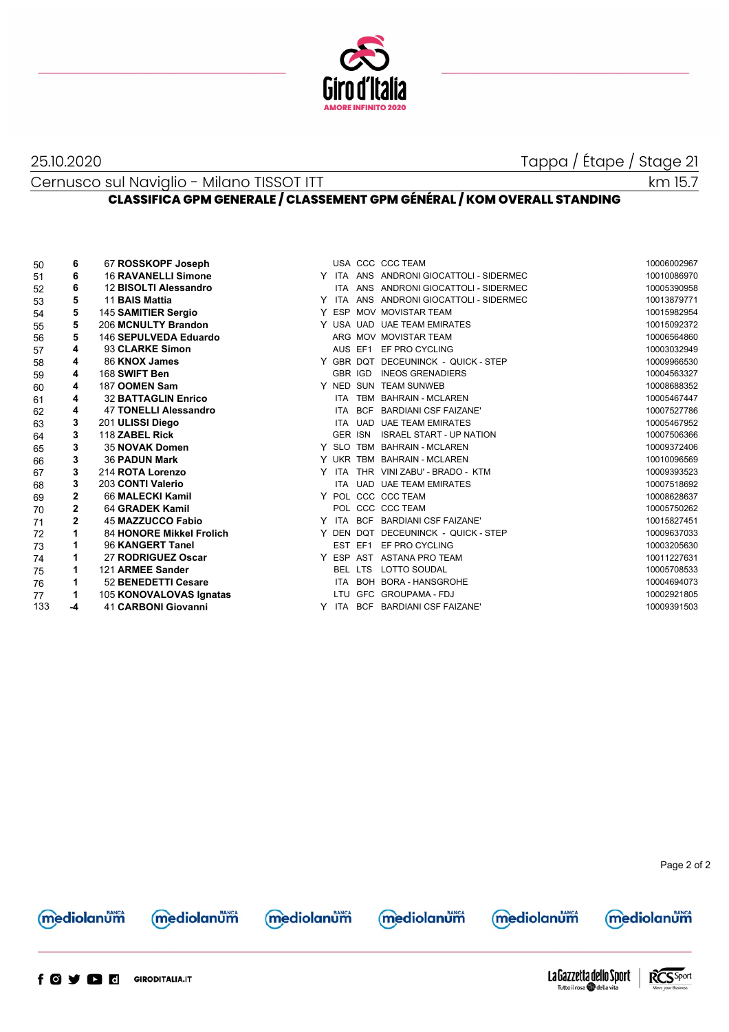25.10.2020

Tappa / Étape / Stage 21

Cernusco sul Naviglio - Milano TISSOT ITT

km 15.7

## CLASSIFICA GPM GENERALE / CLASSEMENT GPM GÉNÉRAL / KOM OVERALL STANDING

| | | | | | | | | |
|---|---|---|---|---|---|---|---|---|
| 50 | **6** | 67 | **ROSSKOPF Joseph** | | USA | CCC | CCC TEAM | 10006002967 |
| 51 | **6** | 16 | **RAVANELLI Simone** | Y | ITA | ANS | ANDRONI GIOCATTOLI - SIDERMEC | 10010086970 |
| 52 | **6** | 12 | **BISOLTI Alessandro** | | ITA | ANS | ANDRONI GIOCATTOLI - SIDERMEC | 10005390958 |
| 53 | **5** | 11 | **BAIS Mattia** | Y | ITA | ANS | ANDRONI GIOCATTOLI - SIDERMEC | 10013879771 |
| 54 | **5** | 145 | **SAMITIER Sergio** | Y | ESP | MOV | MOVISTAR TEAM | 10015982954 |
| 55 | **5** | 206 | **MCNULTY Brandon** | Y | USA | UAD | UAE TEAM EMIRATES | 10015092372 |
| 56 | **5** | 146 | **SEPULVEDA Eduardo** | | ARG | MOV | MOVISTAR TEAM | 10006564860 |
| 57 | **4** | 93 | **CLARKE Simon** | | AUS | EF1 | EF PRO CYCLING | 10003032949 |
| 58 | **4** | 86 | **KNOX James** | Y | GBR | DQT | DECEUNINCK - QUICK - STEP | 10009966530 |
| 59 | **4** | 168 | **SWIFT Ben** | | GBR | IGD | INEOS GRENADIERS | 10004563327 |
| 60 | **4** | 187 | **OOMEN Sam** | Y | NED | SUN | TEAM SUNWEB | 10008688352 |
| 61 | **4** | 32 | **BATTAGLIN Enrico** | | ITA | TBM | BAHRAIN - MCLAREN | 10005467447 |
| 62 | **4** | 47 | **TONELLI Alessandro** | | ITA | BCF | BARDIANI CSF FAIZANE' | 10007527786 |
| 63 | **3** | 201 | **ULISSI Diego** | | ITA | UAD | UAE TEAM EMIRATES | 10005467952 |
| 64 | **3** | 118 | **ZABEL Rick** | | GER | ISN | ISRAEL START - UP NATION | 10007506366 |
| 65 | **3** | 35 | **NOVAK Domen** | Y | SLO | TBM | BAHRAIN - MCLAREN | 10009372406 |
| 66 | **3** | 36 | **PADUN Mark** | Y | UKR | TBM | BAHRAIN - MCLAREN | 10010096569 |
| 67 | **3** | 214 | **ROTA Lorenzo** | Y | ITA | THR | VINI ZABU' - BRADO - KTM | 10009393523 |
| 68 | **3** | 203 | **CONTI Valerio** | | ITA | UAD | UAE TEAM EMIRATES | 10007518692 |
| 69 | **2** | 66 | **MALECKI Kamil** | Y | POL | CCC | CCC TEAM | 10008628637 |
| 70 | **2** | 64 | **GRADEK Kamil** | | POL | CCC | CCC TEAM | 10005750262 |
| 71 | **2** | 45 | **MAZZUCCO Fabio** | Y | ITA | BCF | BARDIANI CSF FAIZANE' | 10015827451 |
| 72 | **1** | 84 | **HONORE Mikkel Frolich** | Y | DEN | DQT | DECEUNINCK - QUICK - STEP | 10009637033 |
| 73 | **1** | 96 | **KANGERT Tanel** | | EST | EF1 | EF PRO CYCLING | 10003205630 |
| 74 | **1** | 27 | **RODRIGUEZ Oscar** | Y | ESP | AST | ASTANA PRO TEAM | 10011227631 |
| 75 | **1** | 121 | **ARMEE Sander** | | BEL | LTS | LOTTO SOUDAL | 10005708533 |
| 76 | **1** | 52 | **BENEDETTI Cesare** | | ITA | BOH | BORA - HANSGROHE | 10004694073 |
| 77 | **1** | 105 | **KONOVALOVAS Ignatas** | | LTU | GFC | GROUPAMA - FDJ | 10002921805 |
| 133 | **-4** | 41 | **CARBONI Giovanni** | Y | ITA | BCF | BARDIANI CSF FAIZANE' | 10009391503 |